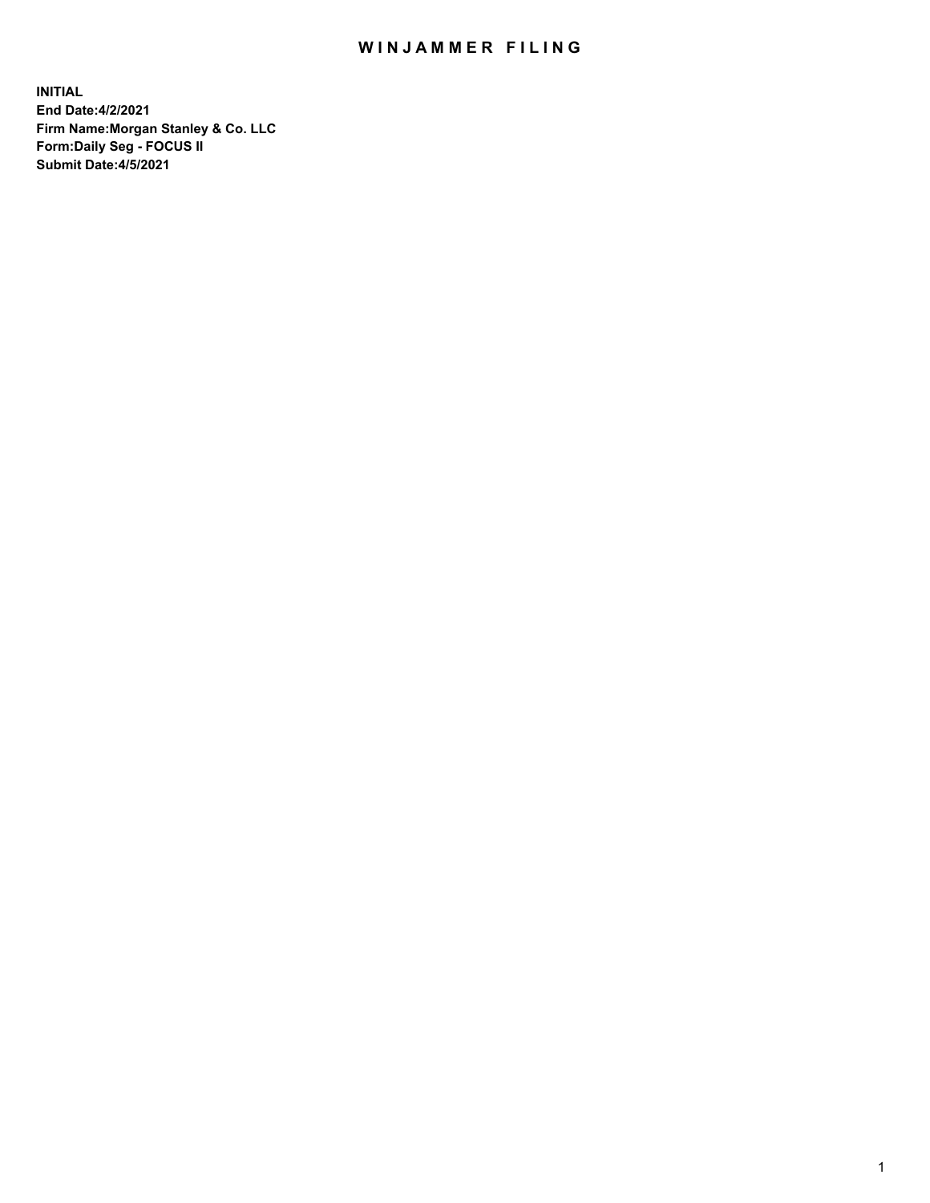# WINJAMMER FILING

**INITIAL**
**End Date:4/2/2021**
**Firm Name:Morgan Stanley & Co. LLC**
**Form:Daily Seg - FOCUS II**
**Submit Date:4/5/2021**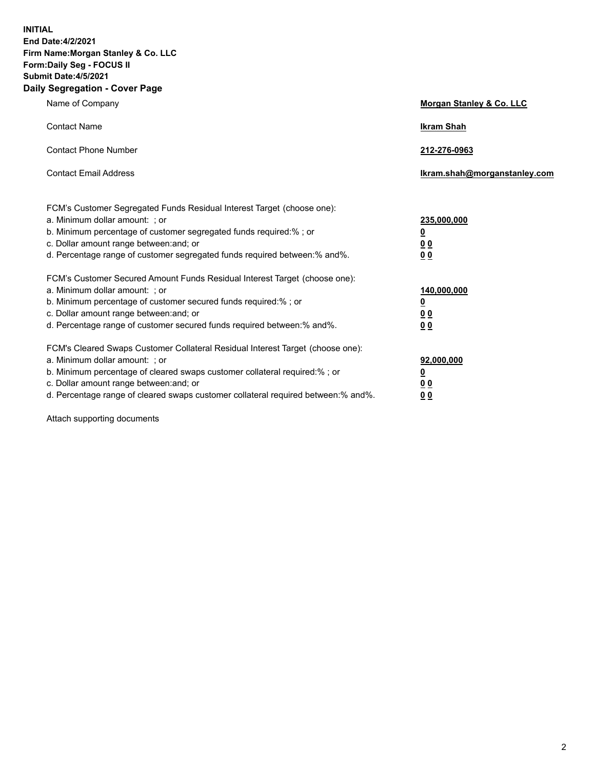**INITIAL**
**End Date:4/2/2021**
**Firm Name:Morgan Stanley & Co. LLC**
**Form:Daily Seg - FOCUS II**
**Submit Date:4/5/2021**

## Daily Segregation - Cover Page

| | |
|---|---|
| Name of Company | **Morgan Stanley & Co. LLC** |
| Contact Name | **Ikram Shah** |
| Contact Phone Number | **212-276-0963** |
| Contact Email Address | **Ikram.shah@morganstanley.com** |

| | |
|---|---|
| FCM's Customer Segregated Funds Residual Interest Target (choose one): | |
| a. Minimum dollar amount: ; or | **235,000,000** |
| b. Minimum percentage of customer segregated funds required:% ; or | **0** |
| c. Dollar amount range between:and; or | **0 0** |
| d. Percentage range of customer segregated funds required between:% and%. | **0 0** |
| FCM's Customer Secured Amount Funds Residual Interest Target (choose one): | |
| a. Minimum dollar amount: ; or | **140,000,000** |
| b. Minimum percentage of customer secured funds required:% ; or | **0** |
| c. Dollar amount range between:and; or | **0 0** |
| d. Percentage range of customer secured funds required between:% and%. | **0 0** |
| FCM's Cleared Swaps Customer Collateral Residual Interest Target (choose one): | |
| a. Minimum dollar amount: ; or | **92,000,000** |
| b. Minimum percentage of cleared swaps customer collateral required:% ; or | **0** |
| c. Dollar amount range between:and; or | **0 0** |
| d. Percentage range of cleared swaps customer collateral required between:% and%. | **0 0** |

Attach supporting documents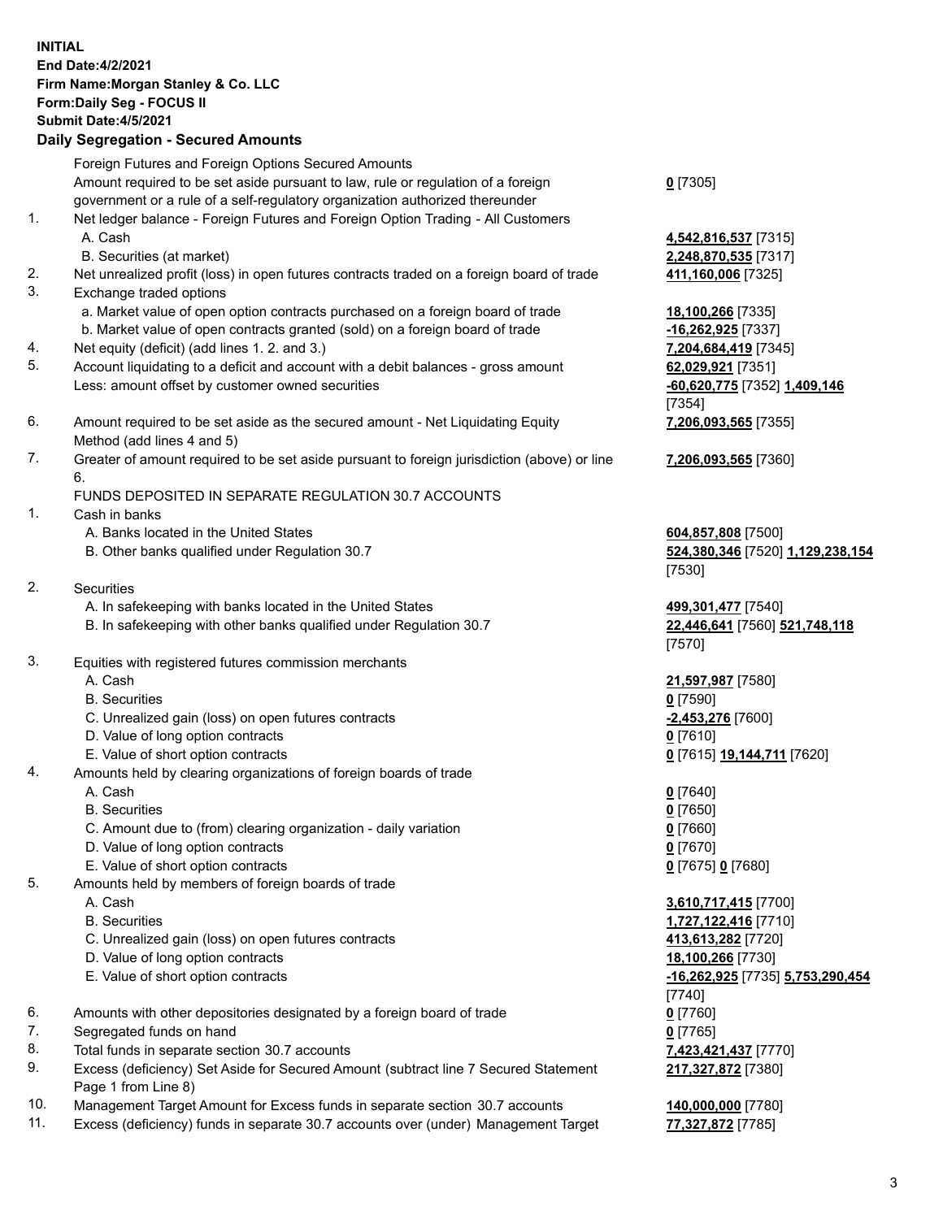**INITIAL**
**End Date:4/2/2021**
**Firm Name:Morgan Stanley & Co. LLC**
**Form:Daily Seg - FOCUS II**
**Submit Date:4/5/2021**

## Daily Segregation - Secured Amounts

| | | |
|---|---|---|
| | Foreign Futures and Foreign Options Secured Amounts | |
| | Amount required to be set aside pursuant to law, rule or regulation of a foreign government or a rule of a self-regulatory organization authorized thereunder | **0** [7305] |
| 1. | Net ledger balance - Foreign Futures and Foreign Option Trading - All Customers | |
| | A. Cash | **4,542,816,537** [7315] |
| | B. Securities (at market) | **2,248,870,535** [7317] |
| 2. | Net unrealized profit (loss) in open futures contracts traded on a foreign board of trade | **411,160,006** [7325] |
| 3. | Exchange traded options | |
| | a. Market value of open option contracts purchased on a foreign board of trade | **18,100,266** [7335] |
| | b. Market value of open contracts granted (sold) on a foreign board of trade | **-16,262,925** [7337] |
| 4. | Net equity (deficit) (add lines 1. 2. and 3.) | **7,204,684,419** [7345] |
| 5. | Account liquidating to a deficit and account with a debit balances - gross amount | **62,029,921** [7351] |
| | Less: amount offset by customer owned securities | **-60,620,775** [7352] **1,409,146** [7354] |
| 6. | Amount required to be set aside as the secured amount - Net Liquidating Equity Method (add lines 4 and 5) | **7,206,093,565** [7355] |
| 7. | Greater of amount required to be set aside pursuant to foreign jurisdiction (above) or line 6. | **7,206,093,565** [7360] |
| | FUNDS DEPOSITED IN SEPARATE REGULATION 30.7 ACCOUNTS | |
| 1. | Cash in banks | |
| | A. Banks located in the United States | **604,857,808** [7500] |
| | B. Other banks qualified under Regulation 30.7 | **524,380,346** [7520] **1,129,238,154** [7530] |
| 2. | Securities | |
| | A. In safekeeping with banks located in the United States | **499,301,477** [7540] |
| | B. In safekeeping with other banks qualified under Regulation 30.7 | **22,446,641** [7560] **521,748,118** [7570] |
| 3. | Equities with registered futures commission merchants | |
| | A. Cash | **21,597,987** [7580] |
| | B. Securities | **0** [7590] |
| | C. Unrealized gain (loss) on open futures contracts | **-2,453,276** [7600] |
| | D. Value of long option contracts | **0** [7610] |
| | E. Value of short option contracts | **0** [7615] **19,144,711** [7620] |
| 4. | Amounts held by clearing organizations of foreign boards of trade | |
| | A. Cash | **0** [7640] |
| | B. Securities | **0** [7650] |
| | C. Amount due to (from) clearing organization - daily variation | **0** [7660] |
| | D. Value of long option contracts | **0** [7670] |
| | E. Value of short option contracts | **0** [7675] **0** [7680] |
| 5. | Amounts held by members of foreign boards of trade | |
| | A. Cash | **3,610,717,415** [7700] |
| | B. Securities | **1,727,122,416** [7710] |
| | C. Unrealized gain (loss) on open futures contracts | **413,613,282** [7720] |
| | D. Value of long option contracts | **18,100,266** [7730] |
| | E. Value of short option contracts | **-16,262,925** [7735] **5,753,290,454** [7740] |
| 6. | Amounts with other depositories designated by a foreign board of trade | **0** [7760] |
| 7. | Segregated funds on hand | **0** [7765] |
| 8. | Total funds in separate section 30.7 accounts | **7,423,421,437** [7770] |
| 9. | Excess (deficiency) Set Aside for Secured Amount (subtract line 7 Secured Statement Page 1 from Line 8) | **217,327,872** [7380] |
| 10. | Management Target Amount for Excess funds in separate section 30.7 accounts | **140,000,000** [7780] |
| 11. | Excess (deficiency) funds in separate 30.7 accounts over (under) Management Target | **77,327,872** [7785] |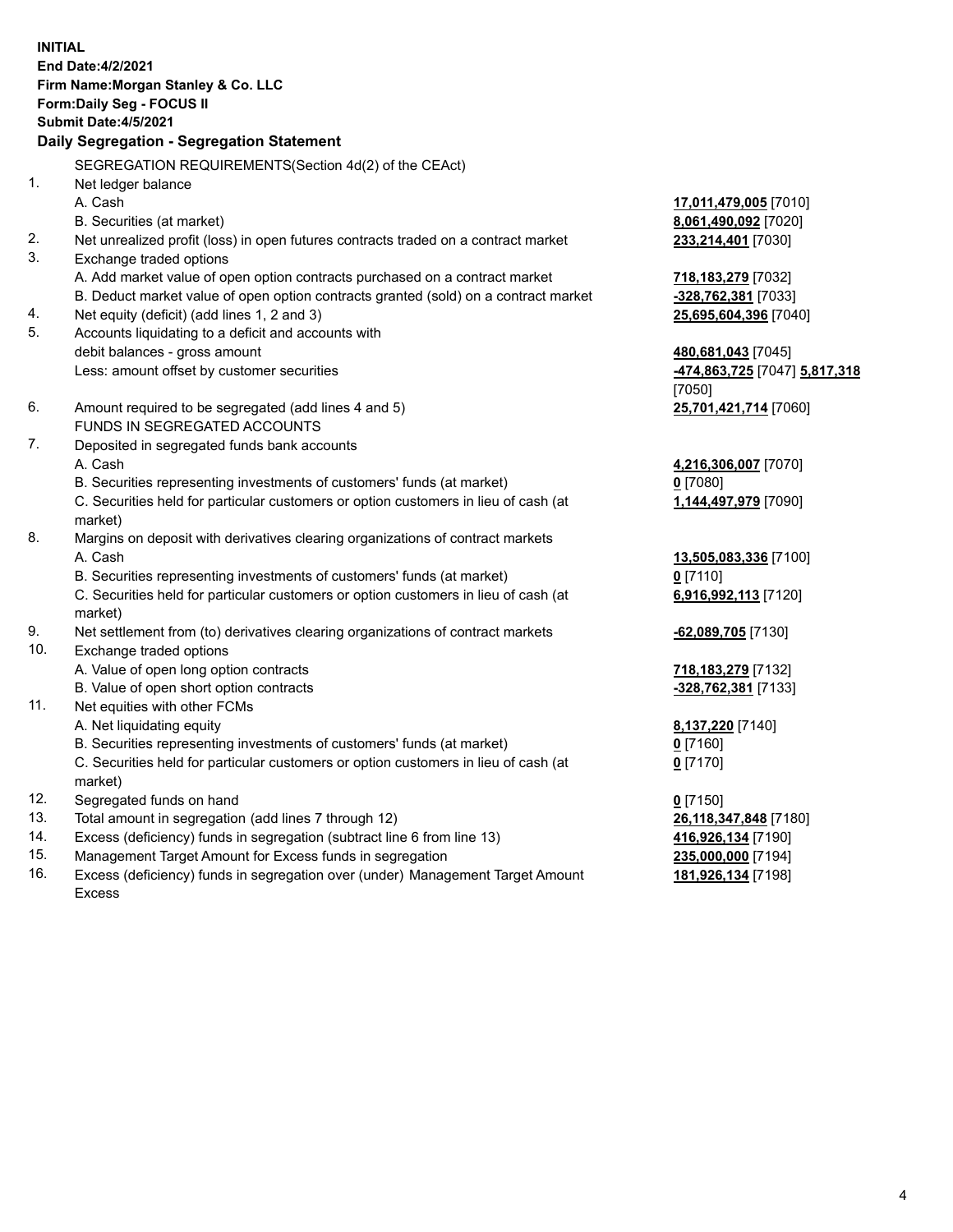**INITIAL**
**End Date:4/2/2021**
**Firm Name:Morgan Stanley & Co. LLC**
**Form:Daily Seg - FOCUS II**
**Submit Date:4/5/2021**

## Daily Segregation - Segregation Statement

SEGREGATION REQUIREMENTS(Section 4d(2) of the CEAct)

| | | |
|---|---|---|
| 1. | Net ledger balance | |
| | A. Cash | **17,011,479,005** [7010] |
| | B. Securities (at market) | **8,061,490,092** [7020] |
| 2. | Net unrealized profit (loss) in open futures contracts traded on a contract market | **233,214,401** [7030] |
| 3. | Exchange traded options | |
| | A. Add market value of open option contracts purchased on a contract market | **718,183,279** [7032] |
| | B. Deduct market value of open option contracts granted (sold) on a contract market | **-328,762,381** [7033] |
| 4. | Net equity (deficit) (add lines 1, 2 and 3) | **25,695,604,396** [7040] |
| 5. | Accounts liquidating to a deficit and accounts with debit balances - gross amount | **480,681,043** [7045] |
| | Less: amount offset by customer securities | **-474,863,725** [7047] **5,817,318** [7050] |
| 6. | Amount required to be segregated (add lines 4 and 5) | **25,701,421,714** [7060] |
| | FUNDS IN SEGREGATED ACCOUNTS | |
| 7. | Deposited in segregated funds bank accounts | |
| | A. Cash | **4,216,306,007** [7070] |
| | B. Securities representing investments of customers' funds (at market) | **0** [7080] |
| | C. Securities held for particular customers or option customers in lieu of cash (at market) | **1,144,497,979** [7090] |
| 8. | Margins on deposit with derivatives clearing organizations of contract markets | |
| | A. Cash | **13,505,083,336** [7100] |
| | B. Securities representing investments of customers' funds (at market) | **0** [7110] |
| | C. Securities held for particular customers or option customers in lieu of cash (at market) | **6,916,992,113** [7120] |
| 9. | Net settlement from (to) derivatives clearing organizations of contract markets | **-62,089,705** [7130] |
| 10. | Exchange traded options | |
| | A. Value of open long option contracts | **718,183,279** [7132] |
| | B. Value of open short option contracts | **-328,762,381** [7133] |
| 11. | Net equities with other FCMs | |
| | A. Net liquidating equity | **8,137,220** [7140] |
| | B. Securities representing investments of customers' funds (at market) | **0** [7160] |
| | C. Securities held for particular customers or option customers in lieu of cash (at market) | **0** [7170] |
| 12. | Segregated funds on hand | **0** [7150] |
| 13. | Total amount in segregation (add lines 7 through 12) | **26,118,347,848** [7180] |
| 14. | Excess (deficiency) funds in segregation (subtract line 6 from line 13) | **416,926,134** [7190] |
| 15. | Management Target Amount for Excess funds in segregation | **235,000,000** [7194] |
| 16. | Excess (deficiency) funds in segregation over (under) Management Target Amount Excess | **181,926,134** [7198] |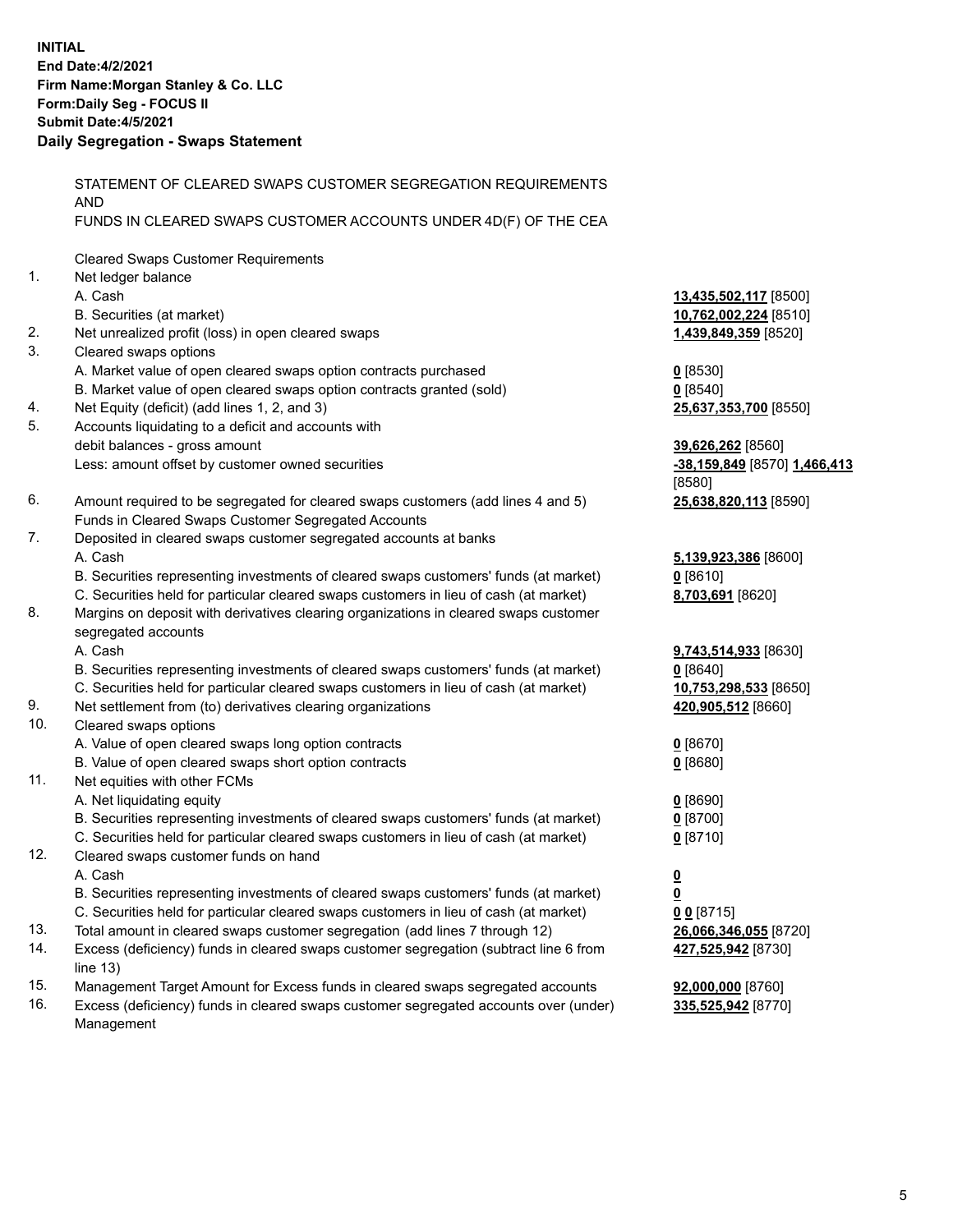**INITIAL**
**End Date:4/2/2021**
**Firm Name:Morgan Stanley & Co. LLC**
**Form:Daily Seg - FOCUS II**
**Submit Date:4/5/2021**
**Daily Segregation - Swaps Statement**

STATEMENT OF CLEARED SWAPS CUSTOMER SEGREGATION REQUIREMENTS AND FUNDS IN CLEARED SWAPS CUSTOMER ACCOUNTS UNDER 4D(F) OF THE CEA

| | | |
|---|---|---|
| | Cleared Swaps Customer Requirements | |
| 1. | Net ledger balance | |
| | A. Cash | **13,435,502,117** [8500] |
| | B. Securities (at market) | **10,762,002,224** [8510] |
| 2. | Net unrealized profit (loss) in open cleared swaps | **1,439,849,359** [8520] |
| 3. | Cleared swaps options | |
| | A. Market value of open cleared swaps option contracts purchased | **0** [8530] |
| | B. Market value of open cleared swaps option contracts granted (sold) | **0** [8540] |
| 4. | Net Equity (deficit) (add lines 1, 2, and 3) | **25,637,353,700** [8550] |
| 5. | Accounts liquidating to a deficit and accounts with debit balances - gross amount | **39,626,262** [8560] |
| | Less: amount offset by customer owned securities | **-38,159,849** [8570] **1,466,413** [8580] |
| 6. | Amount required to be segregated for cleared swaps customers (add lines 4 and 5) | **25,638,820,113** [8590] |
| | Funds in Cleared Swaps Customer Segregated Accounts | |
| 7. | Deposited in cleared swaps customer segregated accounts at banks | |
| | A. Cash | **5,139,923,386** [8600] |
| | B. Securities representing investments of cleared swaps customers' funds (at market) | **0** [8610] |
| | C. Securities held for particular cleared swaps customers in lieu of cash (at market) | **8,703,691** [8620] |
| 8. | Margins on deposit with derivatives clearing organizations in cleared swaps customer segregated accounts | |
| | A. Cash | **9,743,514,933** [8630] |
| | B. Securities representing investments of cleared swaps customers' funds (at market) | **0** [8640] |
| | C. Securities held for particular cleared swaps customers in lieu of cash (at market) | **10,753,298,533** [8650] |
| 9. | Net settlement from (to) derivatives clearing organizations | **420,905,512** [8660] |
| 10. | Cleared swaps options | |
| | A. Value of open cleared swaps long option contracts | **0** [8670] |
| | B. Value of open cleared swaps short option contracts | **0** [8680] |
| 11. | Net equities with other FCMs | |
| | A. Net liquidating equity | **0** [8690] |
| | B. Securities representing investments of cleared swaps customers' funds (at market) | **0** [8700] |
| | C. Securities held for particular cleared swaps customers in lieu of cash (at market) | **0** [8710] |
| 12. | Cleared swaps customer funds on hand | |
| | A. Cash | **0** |
| | B. Securities representing investments of cleared swaps customers' funds (at market) | **0** |
| | C. Securities held for particular cleared swaps customers in lieu of cash (at market) | **0** **0** [8715] |
| 13. | Total amount in cleared swaps customer segregation (add lines 7 through 12) | **26,066,346,055** [8720] |
| 14. | Excess (deficiency) funds in cleared swaps customer segregation (subtract line 6 from line 13) | **427,525,942** [8730] |
| 15. | Management Target Amount for Excess funds in cleared swaps segregated accounts | **92,000,000** [8760] |
| 16. | Excess (deficiency) funds in cleared swaps customer segregated accounts over (under) Management | **335,525,942** [8770] |